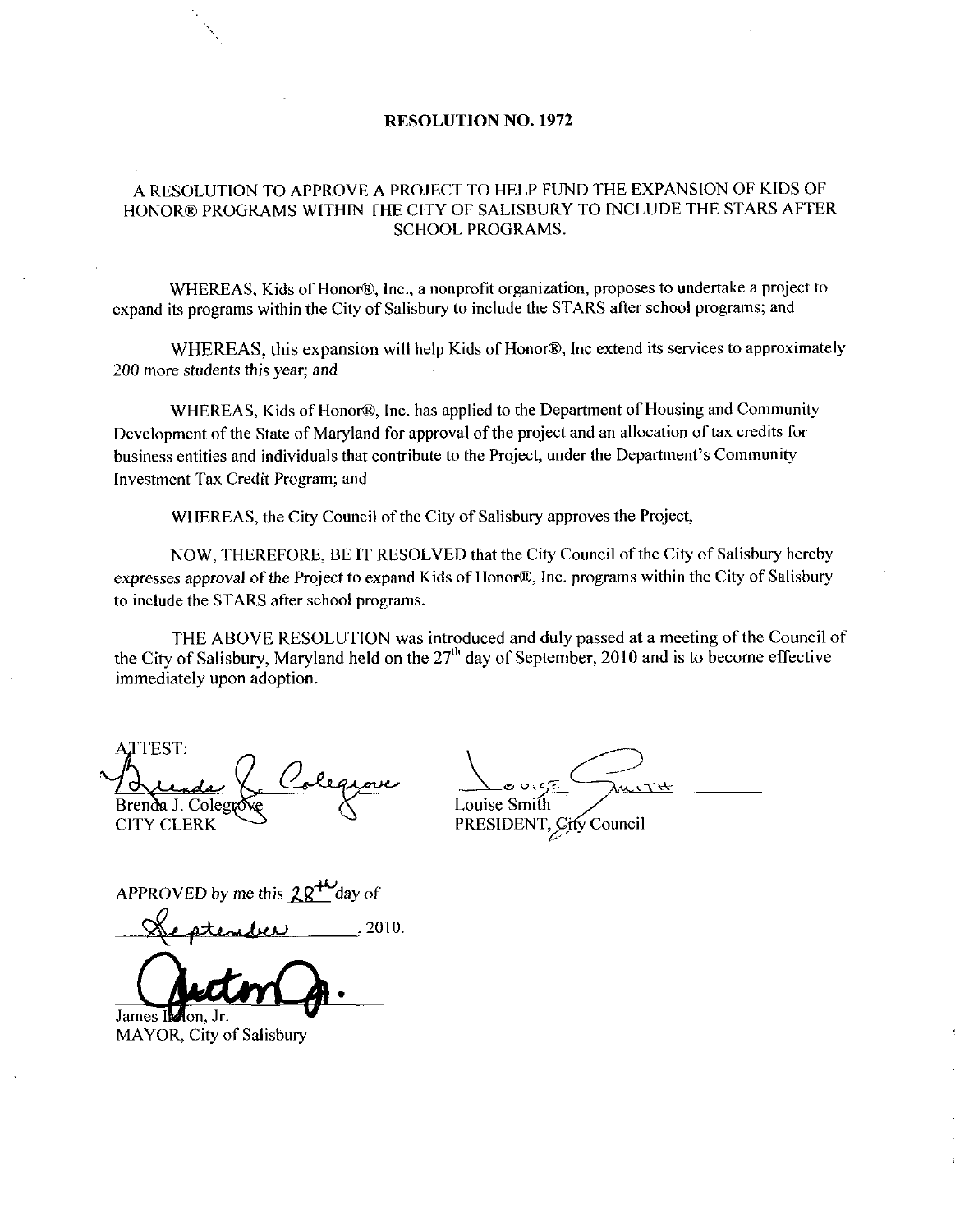# RESOLUTION NO. 1972

## A RESOLUTION TO APPROVE A PROJECT TO HELP FUND THE EXPANSION OF KIDS OF HONOR® PROGRAMS WITHIN THE CITY OF SALISBURY TO INCLUDE THE STARS AFTER SCHOOL PROGRAMS.

WHEREAS, Kids of Honor®, Inc., a nonprofit organization, proposes to undertake a project to expand its programs within the City of Salisbury to include the STARS after school programs; and

WHEREAS, this expansion will help Kids of Honor®, Inc extend its services to approximately 200 more students this year; and

WHEREAS, Kids of Honor®, Inc. has applied to the Department of Housing and Community Development of the State of Maryland for approval of the project and an allocation of tax credits for business entities and individuals that contribute to the Project, under the Department's Community Investment Tax Credit Program; and

WHEREAS, the City Council of the City of Salisbury approves the Project,

NOW, THEREFORE, BE IT RESOLVED that the City Council of the City of Salisbury hereby expresses approval of the Project to expand Kids of Honor®, Inc. programs within the City of Salisbury to include the STARS after school programs.

THE ABOVE RESOLUTION was introduced and duly passed at a meeting of the Council of the City of Salisbury, Maryland held on the 27th day of September, 2010 and is to become effective immediately upon adoption.

ATTEST:

Brenda J. Colegrove
CITY CLERK

Louise Smith
PRESIDENT, City Council

APPROVED by me this 28th day of September, 2010.

James Ireton, Jr.
MAYOR, City of Salisbury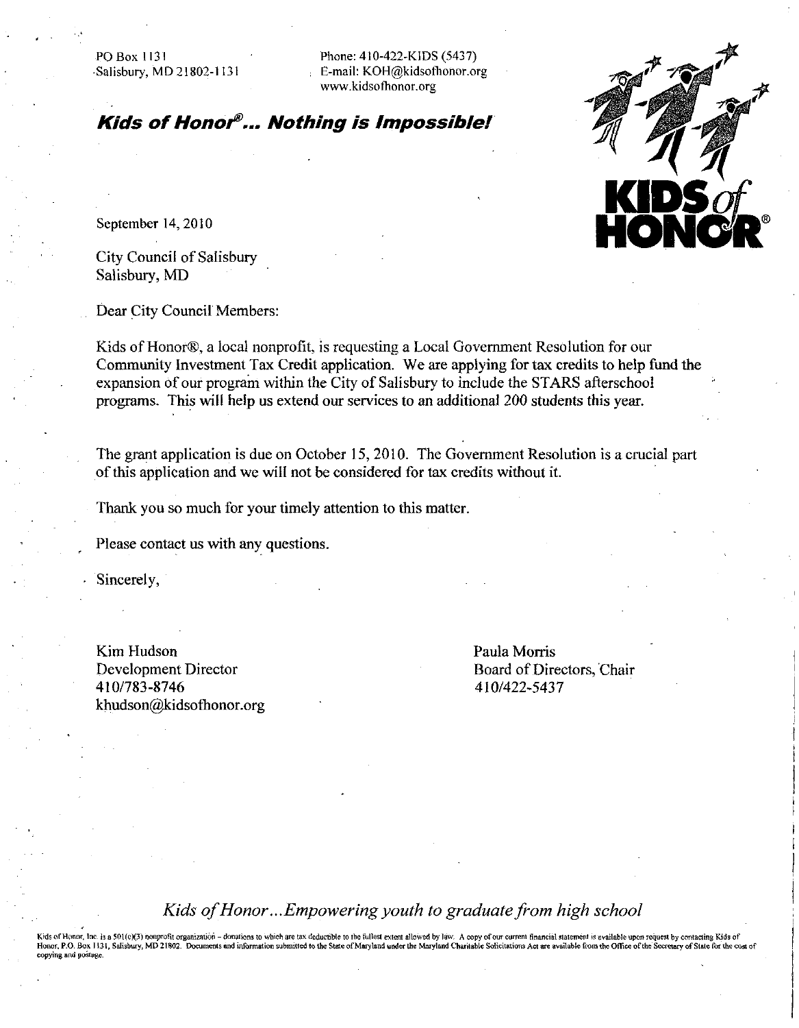PO Box 1131
Salisbury, MD 21802-1131

Phone: 410-422-KIDS (5437)
E-mail: KOH@kidsofhonor.org
www.kidsofhonor.org

***Kids of Honor®... Nothing is Impossible!***

KIDS of HONOR®

September 14, 2010

City Council of Salisbury
Salisbury, MD

Dear City Council Members:

Kids of Honor®, a local nonprofit, is requesting a Local Government Resolution for our Community Investment Tax Credit application. We are applying for tax credits to help fund the expansion of our program within the City of Salisbury to include the STARS afterschool programs. This will help us extend our services to an additional 200 students this year.

The grant application is due on October 15, 2010. The Government Resolution is a crucial part of this application and we will not be considered for tax credits without it.

Thank you so much for your timely attention to this matter.

Please contact us with any questions.

Sincerely,

Kim Hudson
Development Director
410/783-8746
khudson@kidsofhonor.org

Paula Morris
Board of Directors, Chair
410/422-5437

*Kids of Honor...Empowering youth to graduate from high school*

Kids of Honor, Inc. is a 501(c)(3) nonprofit organization – donations to which are tax deductible to the fullest extent allowed by law. A copy of our current financial statement is available upon request by contacting Kids of Honor, P.O. Box 1131, Salisbury, MD 21802. Documents and information submitted to the State of Maryland under the Maryland Charitable Solicitations Act are available from the Office of the Secretary of State for the cost of copying and postage.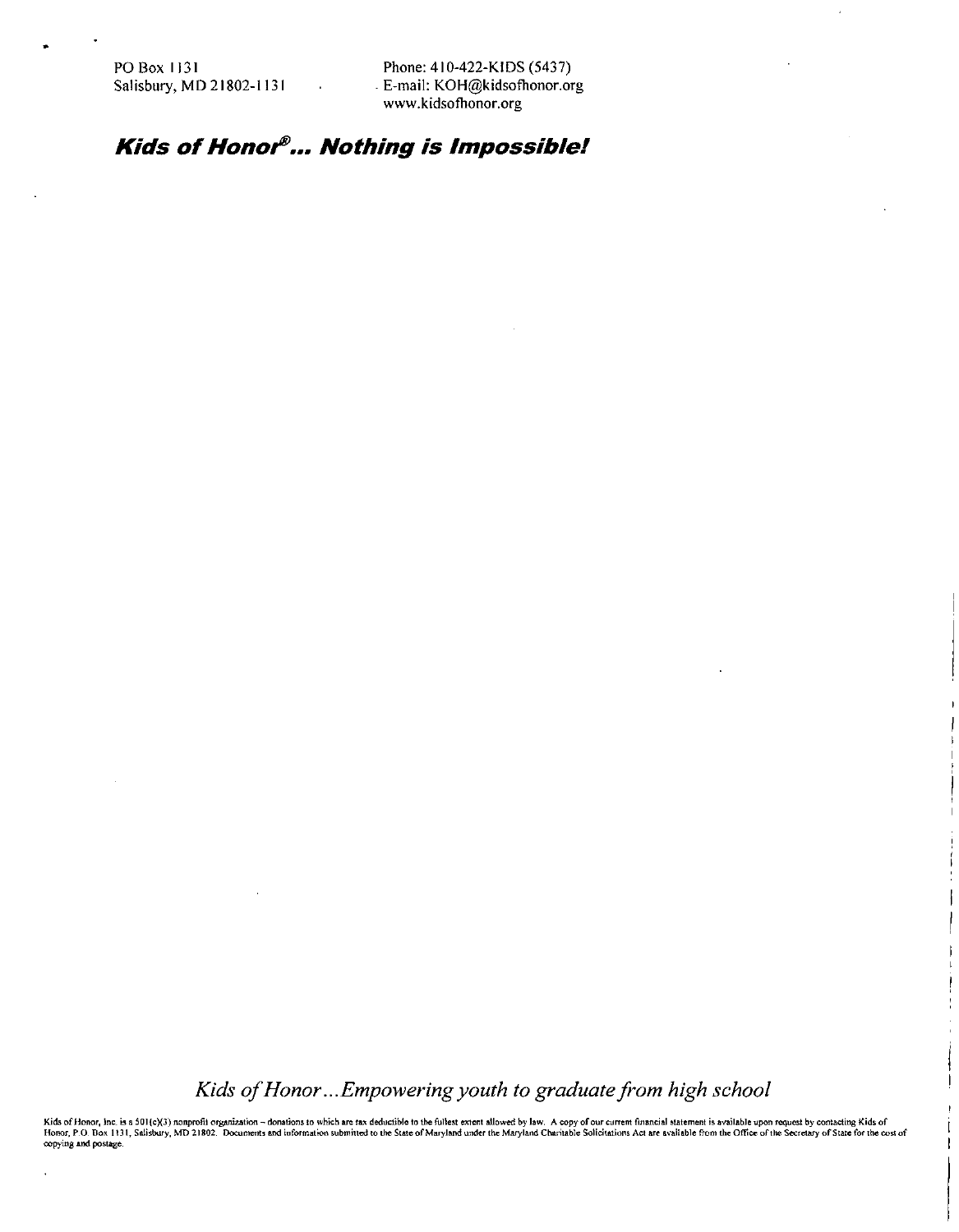PO Box 1131
Salisbury, MD 21802-1131

Phone: 410-422-KIDS (5437)
E-mail: KOH@kidsofhonor.org
www.kidsofhonor.org

## ***Kids of Honor®... Nothing is Impossible!***

*Kids of Honor...Empowering youth to graduate from high school*

Kids of Honor, Inc. is a 501(c)(3) nonprofit organization – donations to which are tax deductible to the fullest extent allowed by law. A copy of our current financial statement is available upon request by contacting Kids of Honor, P.O. Box 1131, Salisbury, MD 21802. Documents and information submitted to the State of Maryland under the Maryland Charitable Solicitations Act are available from the Office of the Secretary of State for the cost of copying and postage.